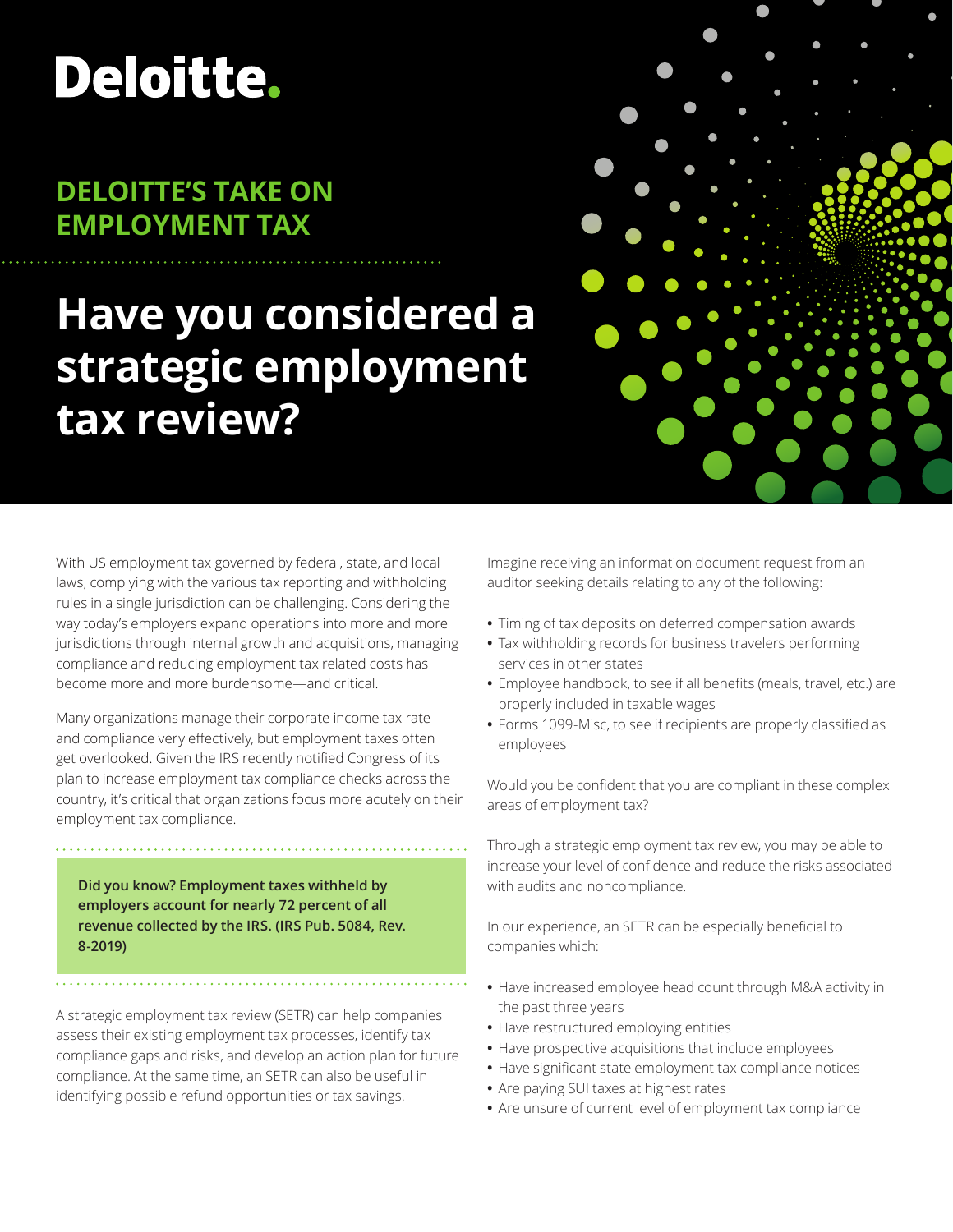Deloitte.

**DELOITTE'S TAKE ON EMPLOYMENT TAX**

# Have you considered a strategic employment tax review?

With US employment tax governed by federal, state, and local laws, complying with the various tax reporting and withholding rules in a single jurisdiction can be challenging. Considering the way today's employers expand operations into more and more jurisdictions through internal growth and acquisitions, managing compliance and reducing employment tax related costs has become more and more burdensome—and critical.

Many organizations manage their corporate income tax rate and compliance very effectively, but employment taxes often get overlooked. Given the IRS recently notified Congress of its plan to increase employment tax compliance checks across the country, it's critical that organizations focus more acutely on their employment tax compliance.

**Did you know? Employment taxes withheld by employers account for nearly 72 percent of all revenue collected by the IRS. (IRS Pub. 5084, Rev. 8-2019)**

A strategic employment tax review (SETR) can help companies assess their existing employment tax processes, identify tax compliance gaps and risks, and develop an action plan for future compliance. At the same time, an SETR can also be useful in identifying possible refund opportunities or tax savings.

Imagine receiving an information document request from an auditor seeking details relating to any of the following:

- Timing of tax deposits on deferred compensation awards
- Tax withholding records for business travelers performing services in other states
- Employee handbook, to see if all benefits (meals, travel, etc.) are properly included in taxable wages
- Forms 1099-Misc, to see if recipients are properly classified as employees

Would you be confident that you are compliant in these complex areas of employment tax?

Through a strategic employment tax review, you may be able to increase your level of confidence and reduce the risks associated with audits and noncompliance.

In our experience, an SETR can be especially beneficial to companies which:

- Have increased employee head count through M&A activity in the past three years
- Have restructured employing entities
- Have prospective acquisitions that include employees
- Have significant state employment tax compliance notices
- Are paying SUI taxes at highest rates
- Are unsure of current level of employment tax compliance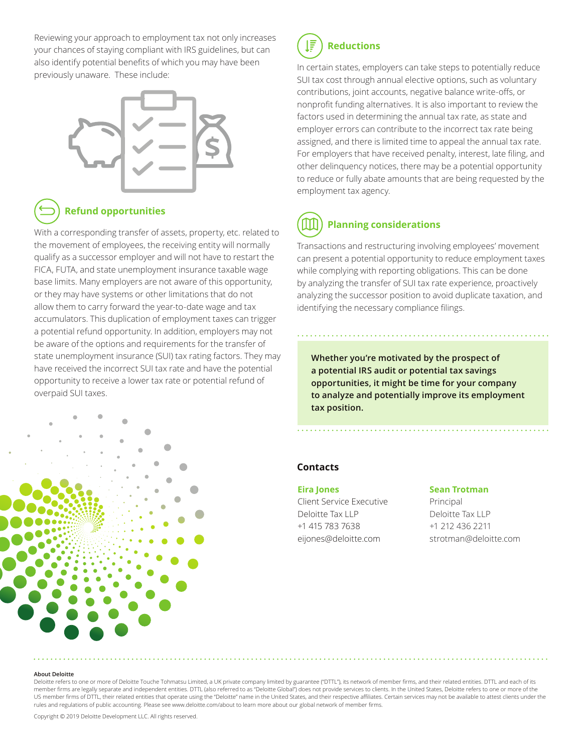Reviewing your approach to employment tax not only increases your chances of staying compliant with IRS guidelines, but can also identify potential benefits of which you may have been previously unaware. These include:

## Refund opportunities

With a corresponding transfer of assets, property, etc. related to the movement of employees, the receiving entity will normally qualify as a successor employer and will not have to restart the FICA, FUTA, and state unemployment insurance taxable wage base limits. Many employers are not aware of this opportunity, or they may have systems or other limitations that do not allow them to carry forward the year-to-date wage and tax accumulators. This duplication of employment taxes can trigger a potential refund opportunity. In addition, employers may not be aware of the options and requirements for the transfer of state unemployment insurance (SUI) tax rating factors. They may have received the incorrect SUI tax rate and have the potential opportunity to receive a lower tax rate or potential refund of overpaid SUI taxes.

## Reductions

In certain states, employers can take steps to potentially reduce SUI tax cost through annual elective options, such as voluntary contributions, joint accounts, negative balance write-offs, or nonprofit funding alternatives. It is also important to review the factors used in determining the annual tax rate, as state and employer errors can contribute to the incorrect tax rate being assigned, and there is limited time to appeal the annual tax rate. For employers that have received penalty, interest, late filing, and other delinquency notices, there may be a potential opportunity to reduce or fully abate amounts that are being requested by the employment tax agency.

## Planning considerations

Transactions and restructuring involving employees' movement can present a potential opportunity to reduce employment taxes while complying with reporting obligations. This can be done by analyzing the transfer of SUI tax rate experience, proactively analyzing the successor position to avoid duplicate taxation, and identifying the necessary compliance filings.

**Whether you're motivated by the prospect of a potential IRS audit or potential tax savings opportunities, it might be time for your company to analyze and potentially improve its employment tax position.**

## Contacts

**Eira Jones**
Client Service Executive
Deloitte Tax LLP
+1 415 783 7638
eijones@deloitte.com

**Sean Trotman**
Principal
Deloitte Tax LLP
+1 212 436 2211
strotman@deloitte.com

**About Deloitte**

Deloitte refers to one or more of Deloitte Touche Tohmatsu Limited, a UK private company limited by guarantee ("DTTL"), its network of member firms, and their related entities. DTTL and each of its member firms are legally separate and independent entities. DTTL (also referred to as "Deloitte Global") does not provide services to clients. In the United States, Deloitte refers to one or more of the US member firms of DTTL, their related entities that operate using the "Deloitte" name in the United States, and their respective affiliates. Certain services may not be available to attest clients under the rules and regulations of public accounting. Please see www.deloitte.com/about to learn more about our global network of member firms.

Copyright © 2019 Deloitte Development LLC. All rights reserved.